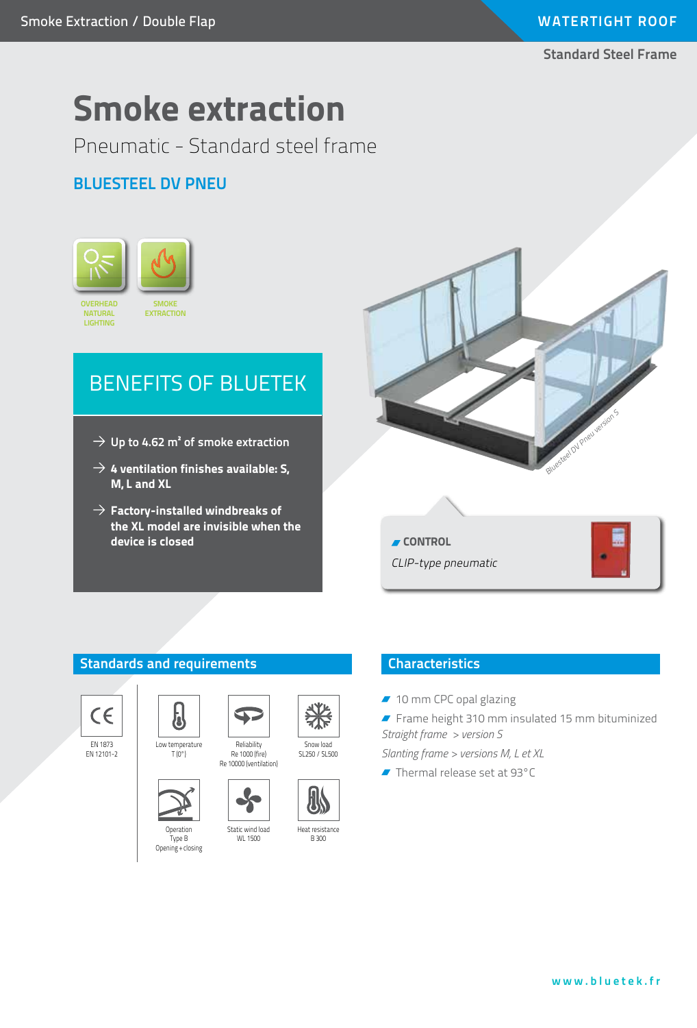Smoke Extraction / Double Flap

**WATERTIGHT ROOF**

Standard Steel Frame

# Smoke extraction

Pneumatic - Standard steel frame

## BLUESTEEL DV PNEU

OVERHEAD NATURAL LIGHTING

SMOKE EXTRACTION

## BENEFITS OF BLUETEK

- → **Up to 4.62 m² of smoke extraction**
- → **4 ventilation finishes available: S, M, L and XL**
- → **Factory-installed windbreaks of the XL model are invisible when the device is closed**

*Bluesteel DV Pneu version S*

**CONTROL**

*CLIP-type pneumatic*

## Standards and requirements

- EN 1873, EN 12101-2
- Low temperature T (0°)
- Reliability Re 1000 (fire), Re 10000 (ventilation)
- Snow load SL250 / SL500
- Operation Type B, Opening + closing
- Static wind load WL 1500
- Heat resistance B 300

## Characteristics

- 10 mm CPC opal glazing
- Frame height 310 mm insulated 15 mm bituminized

  *Straight frame > version S*

  *Slanting frame > versions M, L et XL*
- Thermal release set at 93°C

www.bluetek.fr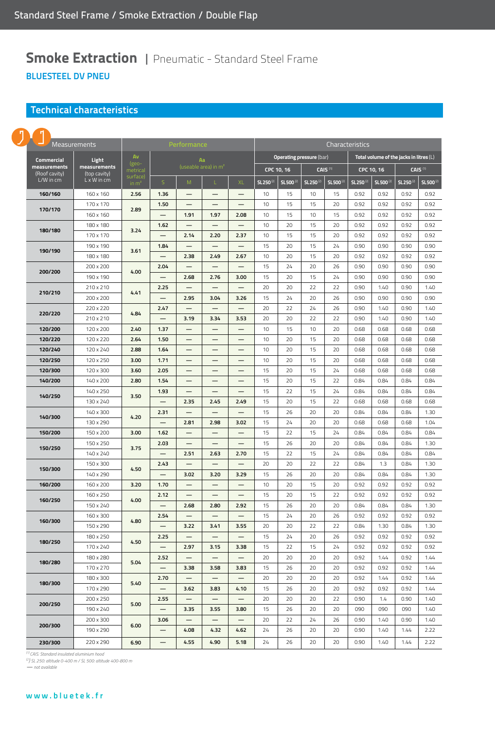# Smoke Extraction | Pneumatic - Standard Steel Frame

**BLUESTEEL DV PNEU**

## Technical characteristics

| Measurements | | Performance | | | | | Characteristics | | | | | | | |
|---|---|---|---|---|---|---|---|---|---|---|---|---|---|---|
| **Commercial measurements** (Roof cavity) L/W in cm | **Light measurements** (top cavity) L x W in cm | Av (geo-metrical surface) in m² | Aa (useable area) in m² | | | | Operating pressure (bar) | | | | Total volume of the jacks in litres (L) | | | |
| | | | | | | | CPC 10, 16 | | CAIS [1] | | CPC 10, 16 | | CAIS [1] | |
| | | | S | M | L | XL | SL250 [2] | SL500 [2] | SL250 [2] | SL500 [2] | SL250 [2] | SL500 [2] | SL250 [2] | SL500 [2] |
| **160/160** | 160 x 160 | **2.56** | **1.36** | — | — | — | 10 | 15 | 10 | 15 | 0.92 | 0.92 | 0.92 | 0.92 |
| **170/170** | 170 x 170 | **2.89** | **1.50** | — | — | — | 10 | 15 | 15 | 20 | 0.92 | 0.92 | 0.92 | 0.92 |
| | 160 x 160 | | — | **1.91** | **1.97** | **2.08** | 10 | 15 | 10 | 15 | 0.92 | 0.92 | 0.92 | 0.92 |
| **180/180** | 180 x 180 | **3.24** | **1.62** | — | — | — | 10 | 20 | 15 | 20 | 0.92 | 0.92 | 0.92 | 0.92 |
| | 170 x 170 | | — | **2.14** | **2.20** | **2.37** | 10 | 15 | 15 | 20 | 0.92 | 0.92 | 0.92 | 0.92 |
| **190/190** | 190 x 190 | **3.61** | **1.84** | — | — | — | 15 | 20 | 15 | 24 | 0.90 | 0.90 | 0.90 | 0.90 |
| | 180 x 180 | | — | **2.38** | **2.49** | **2.67** | 10 | 20 | 15 | 20 | 0.92 | 0.92 | 0.92 | 0.92 |
| **200/200** | 200 x 200 | **4.00** | **2.04** | — | — | — | 15 | 24 | 20 | 26 | 0.90 | 0.90 | 0.90 | 0.90 |
| | 190 x 190 | | — | **2.68** | **2.76** | **3.00** | 15 | 20 | 15 | 24 | 0.90 | 0.90 | 0.90 | 0.90 |
| **210/210** | 210 x 210 | **4.41** | **2.25** | — | — | — | 20 | 20 | 22 | 22 | 0.90 | 1.40 | 0.90 | 1.40 |
| | 200 x 200 | | — | **2.95** | **3.04** | **3.26** | 15 | 24 | 20 | 26 | 0.90 | 0.90 | 0.90 | 0.90 |
| **220/220** | 220 x 220 | **4.84** | **2.47** | — | — | — | 20 | 22 | 24 | 26 | 0.90 | 1.40 | 0.90 | 1.40 |
| | 210 x 210 | | — | **3.19** | **3.34** | **3.53** | 20 | 20 | 22 | 22 | 0.90 | 1.40 | 0.90 | 1.40 |
| **120/200** | 120 x 200 | **2.40** | **1.37** | — | — | — | 10 | 15 | 10 | 20 | 0.68 | 0.68 | 0.68 | 0.68 |
| **120/220** | 120 x 220 | **2.64** | **1.50** | — | — | — | 10 | 20 | 15 | 20 | 0.68 | 0.68 | 0.68 | 0.68 |
| **120/240** | 120 x 240 | **2.88** | **1.64** | — | — | — | 10 | 20 | 15 | 20 | 0.68 | 0.68 | 0.68 | 0.68 |
| **120/250** | 120 x 250 | **3.00** | **1.71** | — | — | — | 10 | 20 | 15 | 20 | 0.68 | 0.68 | 0.68 | 0.68 |
| **120/300** | 120 x 300 | **3.60** | **2.05** | — | — | — | 15 | 20 | 15 | 24 | 0.68 | 0.68 | 0.68 | 0.68 |
| **140/200** | 140 x 200 | **2.80** | **1.54** | — | — | — | 15 | 20 | 15 | 22 | 0.84 | 0.84 | 0.84 | 0.84 |
| **140/250** | 140 x 250 | **3.50** | **1.93** | — | — | — | 15 | 22 | 15 | 24 | 0.84 | 0.84 | 0.84 | 0.84 |
| | 130 x 240 | | — | **2.35** | **2.45** | **2.49** | 15 | 20 | 15 | 22 | 0.68 | 0.68 | 0.68 | 0.68 |
| **140/300** | 140 x 300 | **4.20** | **2.31** | — | — | — | 15 | 26 | 20 | 20 | 0.84 | 0.84 | 0.84 | 1.30 |
| | 130 x 290 | | — | **2.81** | **2.98** | **3.02** | 15 | 24 | 20 | 20 | 0.68 | 0.68 | 0.68 | 1.04 |
| **150/200** | 150 x 200 | **3.00** | **1.62** | — | — | — | 15 | 22 | 15 | 24 | 0.84 | 0.84 | 0.84 | 0.84 |
| **150/250** | 150 x 250 | **3.75** | **2.03** | — | — | — | 15 | 26 | 20 | 20 | 0.84 | 0.84 | 0.84 | 1.30 |
| | 140 x 240 | | — | **2.51** | **2.63** | **2.70** | 15 | 22 | 15 | 24 | 0.84 | 0.84 | 0.84 | 0.84 |
| **150/300** | 150 x 300 | **4.50** | **2.43** | — | — | — | 20 | 20 | 22 | 22 | 0.84 | 1.3 | 0.84 | 1.30 |
| | 140 x 290 | | — | **3.02** | **3.20** | **3.29** | 15 | 26 | 20 | 20 | 0.84 | 0.84 | 0.84 | 1.30 |
| **160/200** | 160 x 200 | **3.20** | **1.70** | — | — | — | 10 | 20 | 15 | 20 | 0.92 | 0.92 | 0.92 | 0.92 |
| **160/250** | 160 x 250 | **4.00** | **2.12** | — | — | — | 15 | 20 | 15 | 22 | 0.92 | 0.92 | 0.92 | 0.92 |
| | 150 x 240 | | — | **2.68** | **2.80** | **2.92** | 15 | 26 | 20 | 20 | 0.84 | 0.84 | 0.84 | 1.30 |
| **160/300** | 160 x 300 | **4.80** | **2.54** | — | — | — | 15 | 24 | 20 | 26 | 0.92 | 0.92 | 0.92 | 0.92 |
| | 150 x 290 | | — | **3.22** | **3.41** | **3.55** | 20 | 20 | 22 | 22 | 0.84 | 1.30 | 0.84 | 1.30 |
| **180/250** | 180 x 250 | **4.50** | **2.25** | — | — | — | 15 | 24 | 20 | 26 | 0.92 | 0.92 | 0.92 | 0.92 |
| | 170 x 240 | | — | **2.97** | **3.15** | **3.38** | 15 | 22 | 15 | 24 | 0.92 | 0.92 | 0.92 | 0.92 |
| **180/280** | 180 x 280 | **5.04** | **2.52** | — | — | — | 20 | 20 | 20 | 20 | 0.92 | 1.44 | 0.92 | 1.44 |
| | 170 x 270 | | — | **3.38** | **3.58** | **3.83** | 15 | 26 | 20 | 20 | 0.92 | 0.92 | 0.92 | 1.44 |
| **180/300** | 180 x 300 | **5.40** | **2.70** | — | — | — | 20 | 20 | 20 | 20 | 0.92 | 1.44 | 0.92 | 1.44 |
| | 170 x 290 | | — | **3.62** | **3.83** | **4.10** | 15 | 26 | 20 | 20 | 0.92 | 0.92 | 0.92 | 1.44 |
| **200/250** | 200 x 250 | **5.00** | **2.55** | — | — | — | 20 | 20 | 20 | 22 | 0.90 | 1.4 | 0.90 | 1.40 |
| | 190 x 240 | | — | **3.35** | **3.55** | **3.80** | 15 | 26 | 20 | 20 | 090 | 090 | 090 | 1.40 |
| **200/300** | 200 x 300 | **6.00** | **3.06** | — | — | — | 20 | 22 | 24 | 26 | 0.90 | 1.40 | 0.90 | 1.40 |
| | 190 x 290 | | — | **4.08** | **4.32** | **4.62** | 24 | 26 | 20 | 20 | 0.90 | 1.40 | 1.44 | 2.22 |
| **230/300** | 220 x 290 | **6.90** | — | **4.55** | **4.90** | **5.18** | 24 | 26 | 20 | 20 | 0.90 | 1.40 | 1.44 | 2.22 |

*[1] CAIS: Standard insulated aluminium hood*
*[2] SL 250: altitude 0-400 m / SL 500: altitude 400-800 m*
*— not available*

www.bluetek.fr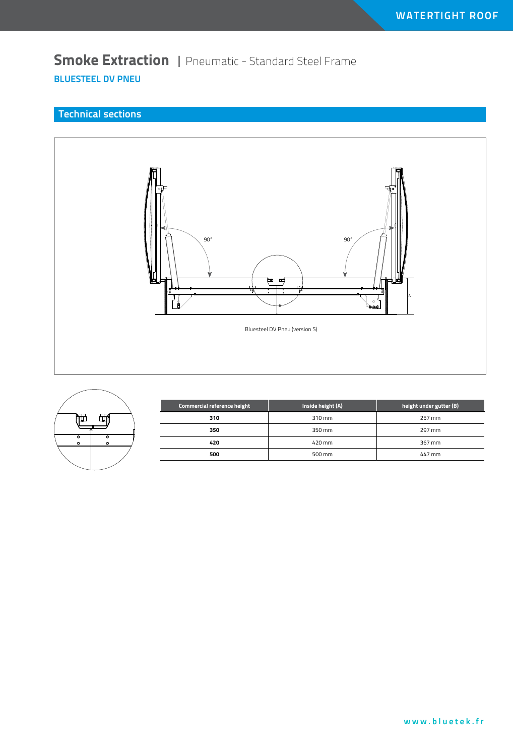# Smoke Extraction | Pneumatic - Standard Steel Frame

## BLUESTEEL DV PNEU

## Technical sections

Bluesteel DV Pneu (version S)

| Commercial reference height | Inside height (A) | height under gutter (B) |
| --- | --- | --- |
| **310** | 310 mm | 257 mm |
| **350** | 350 mm | 297 mm |
| **420** | 420 mm | 367 mm |
| **500** | 500 mm | 447 mm |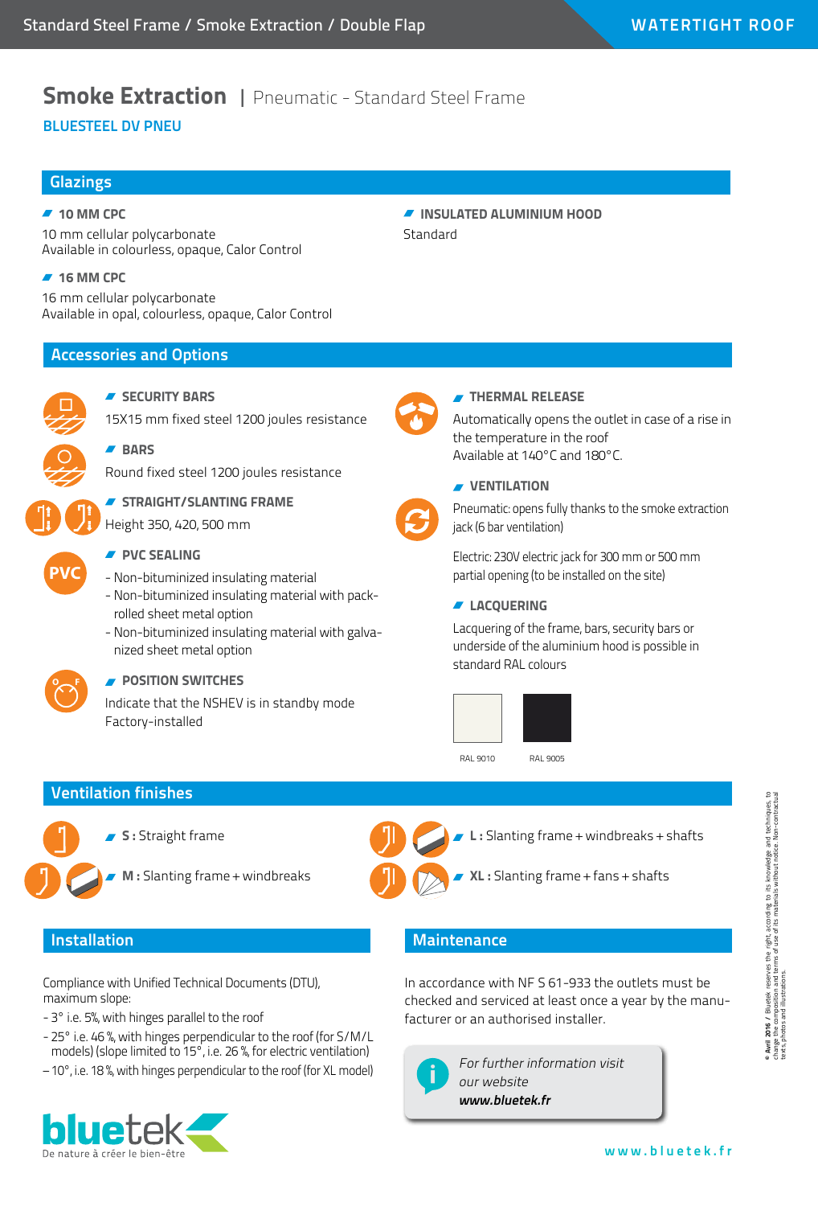# Smoke Extraction | Pneumatic - Standard Steel Frame

**BLUESTEEL DV PNEU**

## Glazings

### 10 MM CPC

10 mm cellular polycarbonate
Available in colourless, opaque, Calor Control

### 16 MM CPC

16 mm cellular polycarbonate
Available in opal, colourless, opaque, Calor Control

### INSULATED ALUMINIUM HOOD

Standard

## Accessories and Options

### SECURITY BARS

15X15 mm fixed steel 1200 joules resistance

### BARS

Round fixed steel 1200 joules resistance

### STRAIGHT/SLANTING FRAME

Height 350, 420, 500 mm

### PVC SEALING

- Non-bituminized insulating material
- Non-bituminized insulating material with pack-rolled sheet metal option
- Non-bituminized insulating material with galvanized sheet metal option

### POSITION SWITCHES

Indicate that the NSHEV is in standby mode
Factory-installed

### THERMAL RELEASE

Automatically opens the outlet in case of a rise in the temperature in the roof
Available at 140°C and 180°C.

### VENTILATION

Pneumatic: opens fully thanks to the smoke extraction jack (6 bar ventilation)

Electric: 230V electric jack for 300 mm or 500 mm partial opening (to be installed on the site)

### LACQUERING

Lacquering of the frame, bars, security bars or underside of the aluminium hood is possible in standard RAL colours

RAL 9010

RAL 9005

## Ventilation finishes

- **S :** Straight frame
- **M :** Slanting frame + windbreaks
- **L :** Slanting frame + windbreaks + shafts
- **XL :** Slanting frame + fans + shafts

## Installation

Compliance with Unified Technical Documents (DTU), maximum slope:

- 3° i.e. 5%, with hinges parallel to the roof
- 25° i.e. 46 %, with hinges perpendicular to the roof (for S/M/L models) (slope limited to 15°, i.e. 26 %, for electric ventilation)
- 10°, i.e. 18 %, with hinges perpendicular to the roof (for XL model)

## Maintenance

In accordance with NF S 61-933 the outlets must be checked and serviced at least once a year by the manufacturer or an authorised installer.

*For further information visit our website* ***www.bluetek.fr***

bluetek
De nature à créer le bien-être

**© Avril 2016** / Bluetek reserves the right, according to its knowledge and techniques, to change the composition and terms of use of its materials without notice. Non-contractual texts, photos and illustrations.

www.bluetek.fr